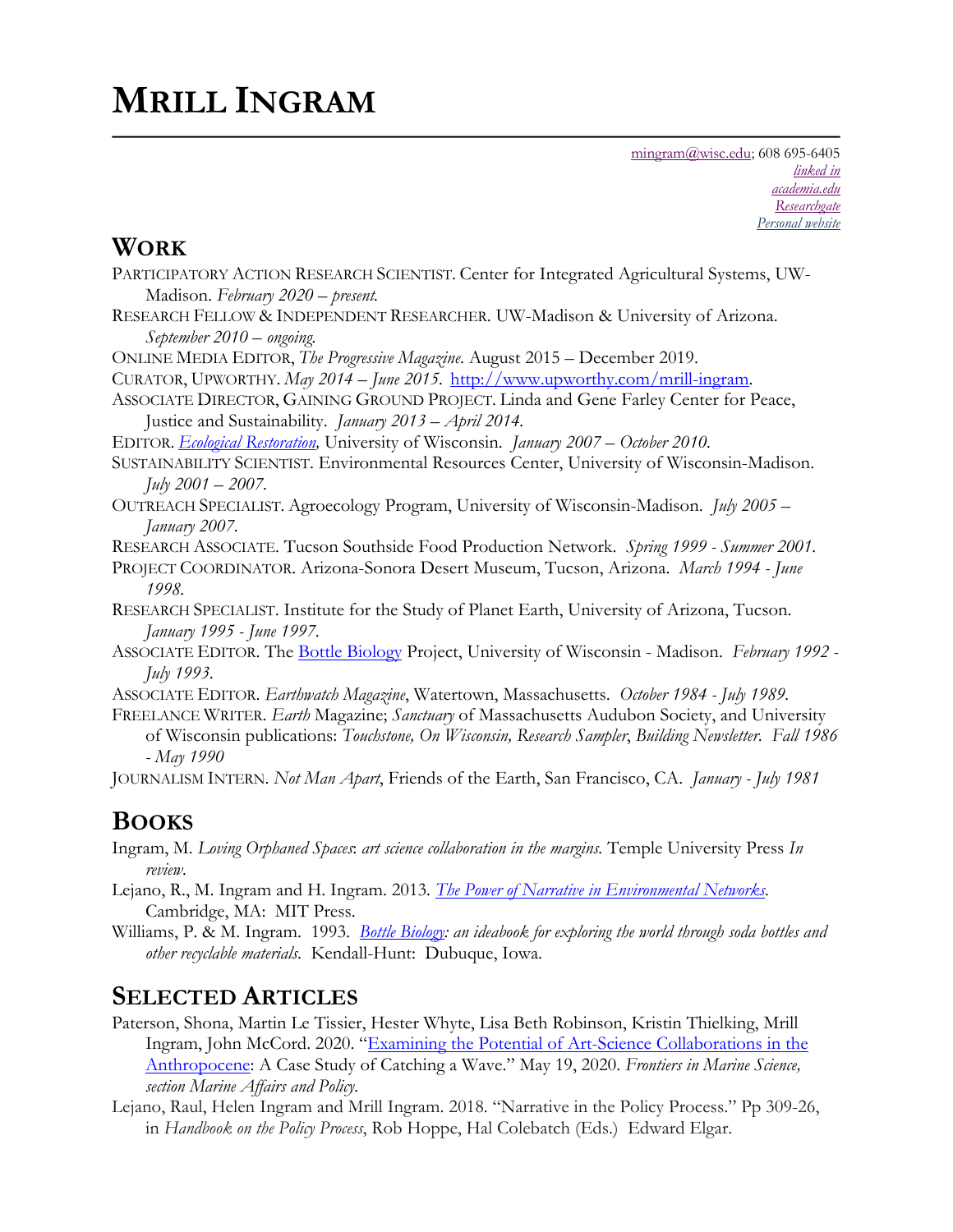# Mrill Ingram

mingram@wisc.edu; 608 695-6405
*linked in*
*academia.edu*
*Researchgate*
*Personal website*

## Work

Participatory Action Research Scientist. Center for Integrated Agricultural Systems, UW-Madison. *February 2020 – present.*

Research Fellow & Independent Researcher. UW-Madison & University of Arizona. *September 2010 – ongoing.*

Online Media Editor, *The Progressive Magazine.* August 2015 – December 2019.

Curator, Upworthy. *May 2014 – June 2015.* http://www.upworthy.com/mrill-ingram.

Associate Director, Gaining Ground Project. Linda and Gene Farley Center for Peace, Justice and Sustainability. *January 2013 – April 2014.*

Editor. *Ecological Restoration,* University of Wisconsin. *January 2007 – October 2010.*

Sustainability Scientist. Environmental Resources Center, University of Wisconsin-Madison. *July 2001 – 2007.*

Outreach Specialist. Agroecology Program, University of Wisconsin-Madison. *July 2005 – January 2007.*

Research Associate. Tucson Southside Food Production Network. *Spring 1999 - Summer 2001.*

Project Coordinator. Arizona-Sonora Desert Museum, Tucson, Arizona. *March 1994 - June 1998.*

Research Specialist. Institute for the Study of Planet Earth, University of Arizona, Tucson. *January 1995 - June 1997.*

Associate Editor. The Bottle Biology Project, University of Wisconsin - Madison. *February 1992 - July 1993.*

Associate Editor. *Earthwatch Magazine*, Watertown, Massachusetts. *October 1984 - July 1989.*

Freelance Writer. *Earth* Magazine; *Sanctuary* of Massachusetts Audubon Society, and University of Wisconsin publications: *Touchstone, On Wisconsin, Research Sampler*, *Building Newsletter. Fall 1986 - May 1990*

Journalism Intern. *Not Man Apart*, Friends of the Earth, San Francisco, CA. *January - July 1981*

## Books

Ingram, M. *Loving Orphaned Spaces*: *art science collaboration in the margins.* Temple University Press *In review.*

Lejano, R., M. Ingram and H. Ingram. 2013. *The Power of Narrative in Environmental Networks.* Cambridge, MA: MIT Press.

Williams, P. & M. Ingram. 1993. *Bottle Biology: an ideabook for exploring the world through soda bottles and other recyclable materials*. Kendall-Hunt: Dubuque, Iowa.

## Selected Articles

Paterson, Shona, Martin Le Tissier, Hester Whyte, Lisa Beth Robinson, Kristin Thielking, Mrill Ingram, John McCord. 2020. "Examining the Potential of Art-Science Collaborations in the Anthropocene: A Case Study of Catching a Wave." May 19, 2020. *Frontiers in Marine Science, section Marine Affairs and Policy.*

Lejano, Raul, Helen Ingram and Mrill Ingram. 2018. "Narrative in the Policy Process." Pp 309-26, in *Handbook on the Policy Process*, Rob Hoppe, Hal Colebatch (Eds.) Edward Elgar.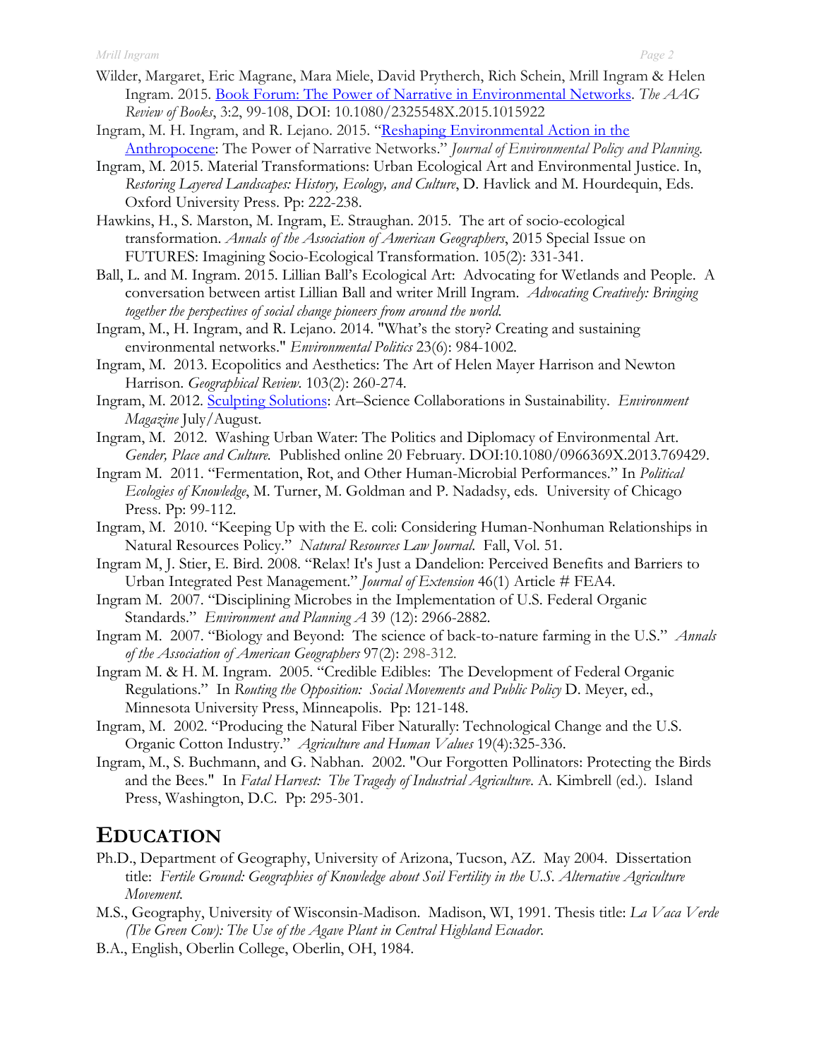Wilder, Margaret, Eric Magrane, Mara Miele, David Prytherch, Rich Schein, Mrill Ingram & Helen Ingram. 2015. [Book Forum: The Power of Narrative in Environmental Networks](). *The AAG Review of Books*, 3:2, 99-108, DOI: 10.1080/2325548X.2015.1015922

Ingram, M. H. Ingram, and R. Lejano. 2015. "[Reshaping Environmental Action in the Anthropocene](): The Power of Narrative Networks." *Journal of Environmental Policy and Planning.*

Ingram, M. 2015. Material Transformations: Urban Ecological Art and Environmental Justice. In, *Restoring Layered Landscapes: History, Ecology, and Culture*, D. Havlick and M. Hourdequin, Eds. Oxford University Press. Pp: 222-238.

Hawkins, H., S. Marston, M. Ingram, E. Straughan. 2015. The art of socio-ecological transformation. *Annals of the Association of American Geographers*, 2015 Special Issue on FUTURES: Imagining Socio-Ecological Transformation. 105(2): 331-341.

Ball, L. and M. Ingram. 2015. Lillian Ball's Ecological Art: Advocating for Wetlands and People. A conversation between artist Lillian Ball and writer Mrill Ingram. *Advocating Creatively: Bringing together the perspectives of social change pioneers from around the world.*

Ingram, M., H. Ingram, and R. Lejano. 2014. "What's the story? Creating and sustaining environmental networks." *Environmental Politics* 23(6): 984-1002.

Ingram, M. 2013. Ecopolitics and Aesthetics: The Art of Helen Mayer Harrison and Newton Harrison. *Geographical Review.* 103(2): 260-274.

Ingram, M. 2012. [Sculpting Solutions](): Art–Science Collaborations in Sustainability. *Environment Magazine* July/August.

Ingram, M. 2012. Washing Urban Water: The Politics and Diplomacy of Environmental Art. *Gender, Place and Culture.* Published online 20 February. DOI:10.1080/0966369X.2013.769429.

Ingram M. 2011. "Fermentation, Rot, and Other Human-Microbial Performances." In *Political Ecologies of Knowledge*, M. Turner, M. Goldman and P. Nadadsy, eds. University of Chicago Press. Pp: 99-112.

Ingram, M. 2010. "Keeping Up with the E. coli: Considering Human-Nonhuman Relationships in Natural Resources Policy." *Natural Resources Law Journal.* Fall, Vol. 51.

Ingram M, J. Stier, E. Bird. 2008. "Relax! It's Just a Dandelion: Perceived Benefits and Barriers to Urban Integrated Pest Management." *Journal of Extension* 46(1) Article # FEA4.

Ingram M. 2007. "Disciplining Microbes in the Implementation of U.S. Federal Organic Standards." *Environment and Planning A* 39 (12): 2966-2882.

Ingram M. 2007. "Biology and Beyond: The science of back-to-nature farming in the U.S." *Annals of the Association of American Geographers* 97(2): 298-312.

Ingram M. & H. M. Ingram. 2005. "Credible Edibles: The Development of Federal Organic Regulations." In *Routing the Opposition: Social Movements and Public Policy* D. Meyer, ed., Minnesota University Press, Minneapolis. Pp: 121-148.

Ingram, M. 2002. "Producing the Natural Fiber Naturally: Technological Change and the U.S. Organic Cotton Industry." *Agriculture and Human Values* 19(4):325-336.

Ingram, M., S. Buchmann, and G. Nabhan. 2002. "Our Forgotten Pollinators: Protecting the Birds and the Bees." In *Fatal Harvest: The Tragedy of Industrial Agriculture*. A. Kimbrell (ed.). Island Press, Washington, D.C. Pp: 295-301.

# EDUCATION

Ph.D., Department of Geography, University of Arizona, Tucson, AZ. May 2004. Dissertation title: *Fertile Ground: Geographies of Knowledge about Soil Fertility in the U.S. Alternative Agriculture Movement.*

M.S., Geography, University of Wisconsin-Madison. Madison, WI, 1991. Thesis title: *La Vaca Verde (The Green Cow): The Use of the Agave Plant in Central Highland Ecuador.*

B.A., English, Oberlin College, Oberlin, OH, 1984.